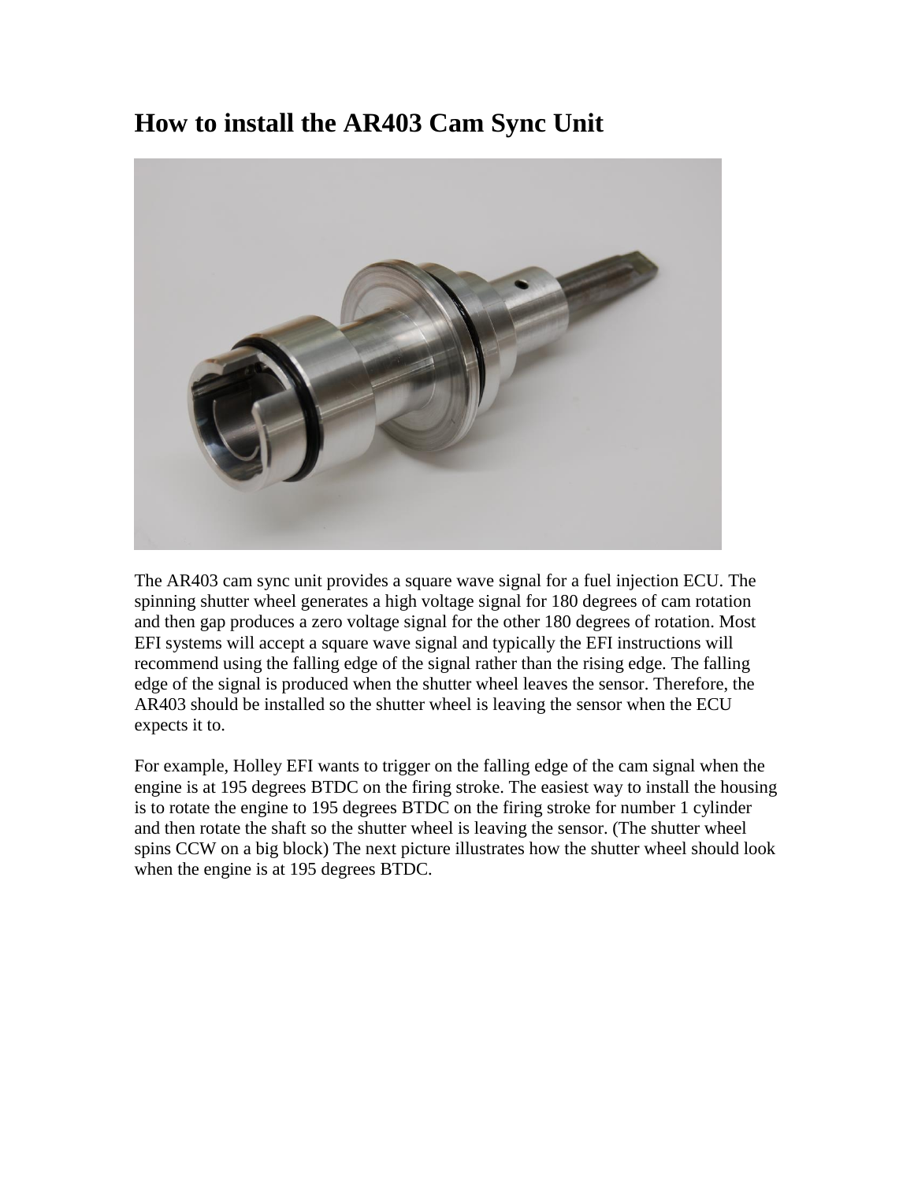# How to install the AR403 Cam Sync Unit

The AR403 cam sync unit provides a square wave signal for a fuel injection ECU. The spinning shutter wheel generates a high voltage signal for 180 degrees of cam rotation and then gap produces a zero voltage signal for the other 180 degrees of rotation. Most EFI systems will accept a square wave signal and typically the EFI instructions will recommend using the falling edge of the signal rather than the rising edge. The falling edge of the signal is produced when the shutter wheel leaves the sensor. Therefore, the AR403 should be installed so the shutter wheel is leaving the sensor when the ECU expects it to.

For example, Holley EFI wants to trigger on the falling edge of the cam signal when the engine is at 195 degrees BTDC on the firing stroke. The easiest way to install the housing is to rotate the engine to 195 degrees BTDC on the firing stroke for number 1 cylinder and then rotate the shaft so the shutter wheel is leaving the sensor. (The shutter wheel spins CCW on a big block) The next picture illustrates how the shutter wheel should look when the engine is at 195 degrees BTDC.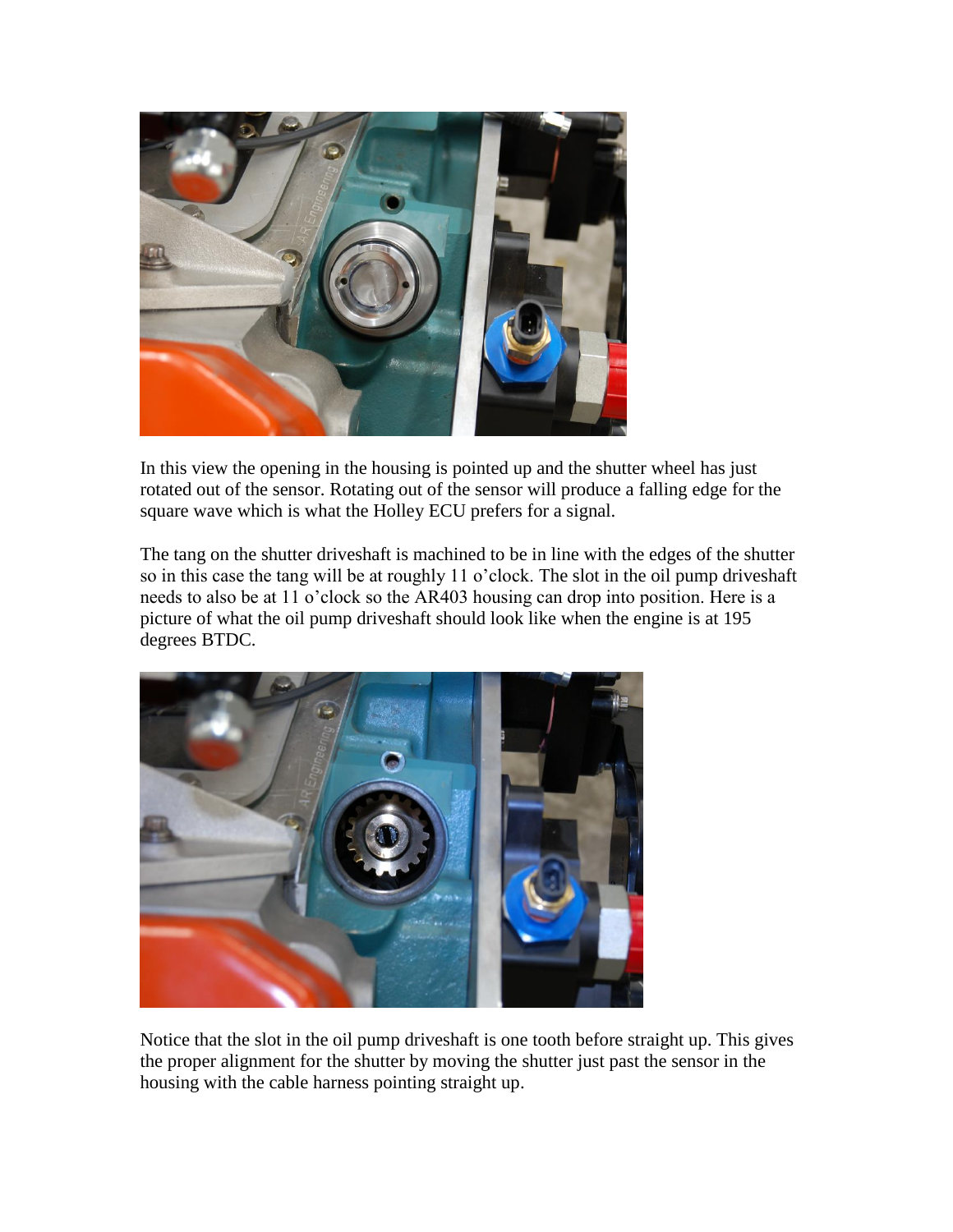In this view the opening in the housing is pointed up and the shutter wheel has just rotated out of the sensor. Rotating out of the sensor will produce a falling edge for the square wave which is what the Holley ECU prefers for a signal.

The tang on the shutter driveshaft is machined to be in line with the edges of the shutter so in this case the tang will be at roughly 11 o'clock. The slot in the oil pump driveshaft needs to also be at 11 o'clock so the AR403 housing can drop into position. Here is a picture of what the oil pump driveshaft should look like when the engine is at 195 degrees BTDC.

Notice that the slot in the oil pump driveshaft is one tooth before straight up. This gives the proper alignment for the shutter by moving the shutter just past the sensor in the housing with the cable harness pointing straight up.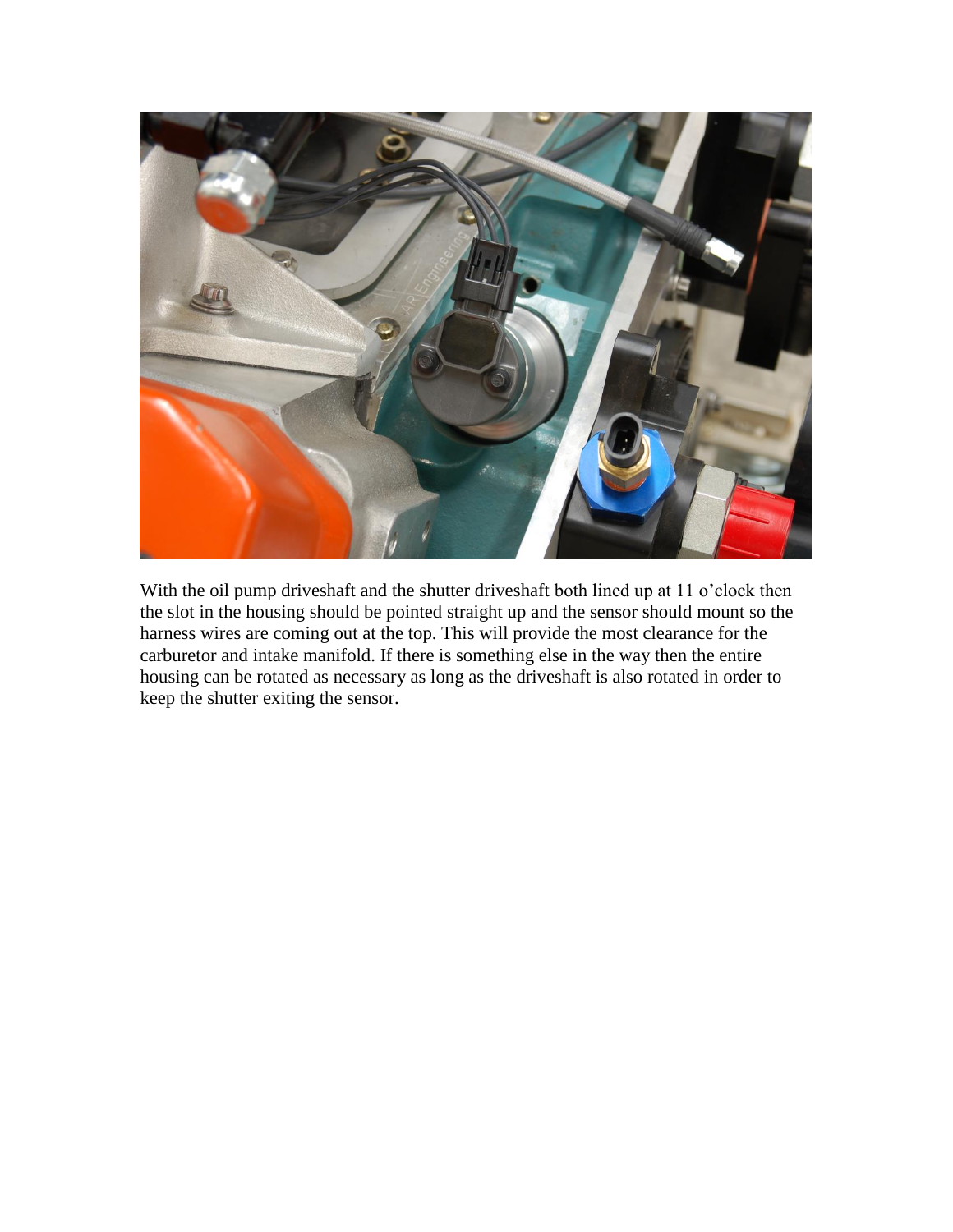With the oil pump driveshaft and the shutter driveshaft both lined up at 11 o'clock then the slot in the housing should be pointed straight up and the sensor should mount so the harness wires are coming out at the top. This will provide the most clearance for the carburetor and intake manifold. If there is something else in the way then the entire housing can be rotated as necessary as long as the driveshaft is also rotated in order to keep the shutter exiting the sensor.